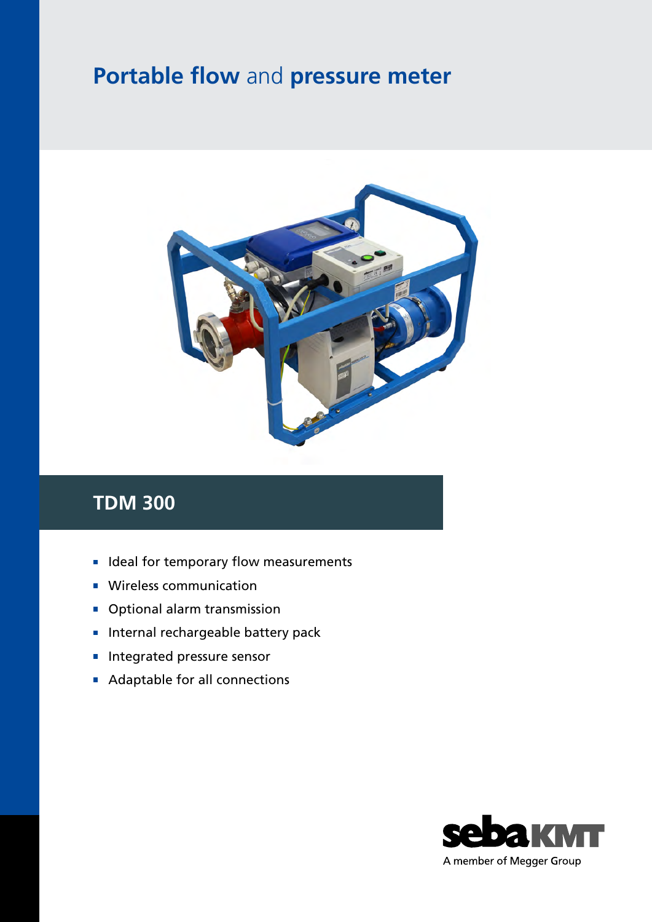# **Portable flow** and **pressure meter**

## TDM 300

- Ideal for temporary flow measurements
- Wireless communication
- Optional alarm transmission
- Internal rechargeable battery pack
- Integrated pressure sensor
- Adaptable for all connections

sebaKMT
A member of Megger Group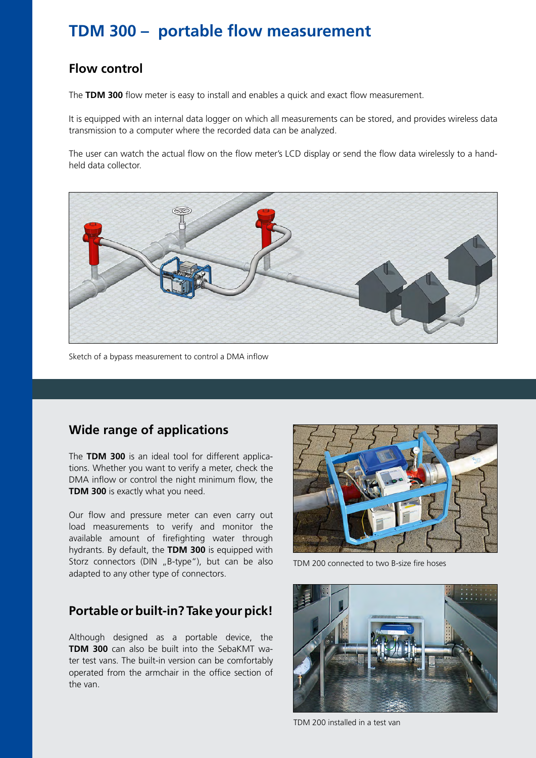# TDM 300 – portable flow measurement

## Flow control

The **TDM 300** flow meter is easy to install and enables a quick and exact flow measurement.

It is equipped with an internal data logger on which all measurements can be stored, and provides wireless data transmission to a computer where the recorded data can be analyzed.

The user can watch the actual flow on the flow meter's LCD display or send the flow data wirelessly to a hand-held data collector.

Sketch of a bypass measurement to control a DMA inflow

## Wide range of applications

The **TDM 300** is an ideal tool for different applications. Whether you want to verify a meter, check the DMA inflow or control the night minimum flow, the **TDM 300** is exactly what you need.

Our flow and pressure meter can even carry out load measurements to verify and monitor the available amount of firefighting water through hydrants. By default, the **TDM 300** is equipped with Storz connectors (DIN „B-type"), but can be also adapted to any other type of connectors.

TDM 200 connected to two B-size fire hoses

## Portable or built-in? Take your pick!

Although designed as a portable device, the **TDM 300** can also be built into the SebaKMT water test vans. The built-in version can be comfortably operated from the armchair in the office section of the van.

TDM 200 installed in a test van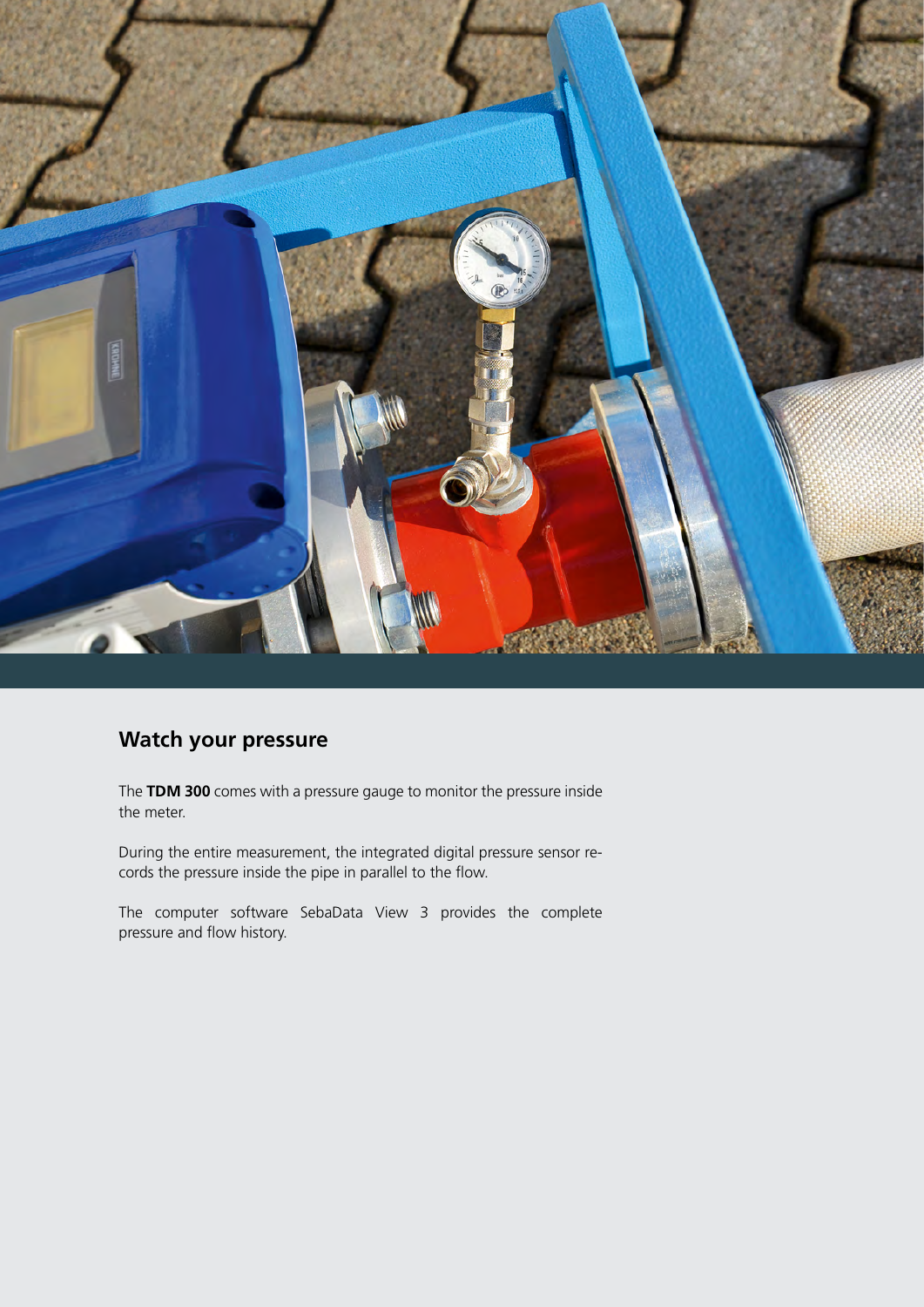## Watch your pressure

The **TDM 300** comes with a pressure gauge to monitor the pressure inside the meter.

During the entire measurement, the integrated digital pressure sensor records the pressure inside the pipe in parallel to the flow.

The computer software SebaData View 3 provides the complete pressure and flow history.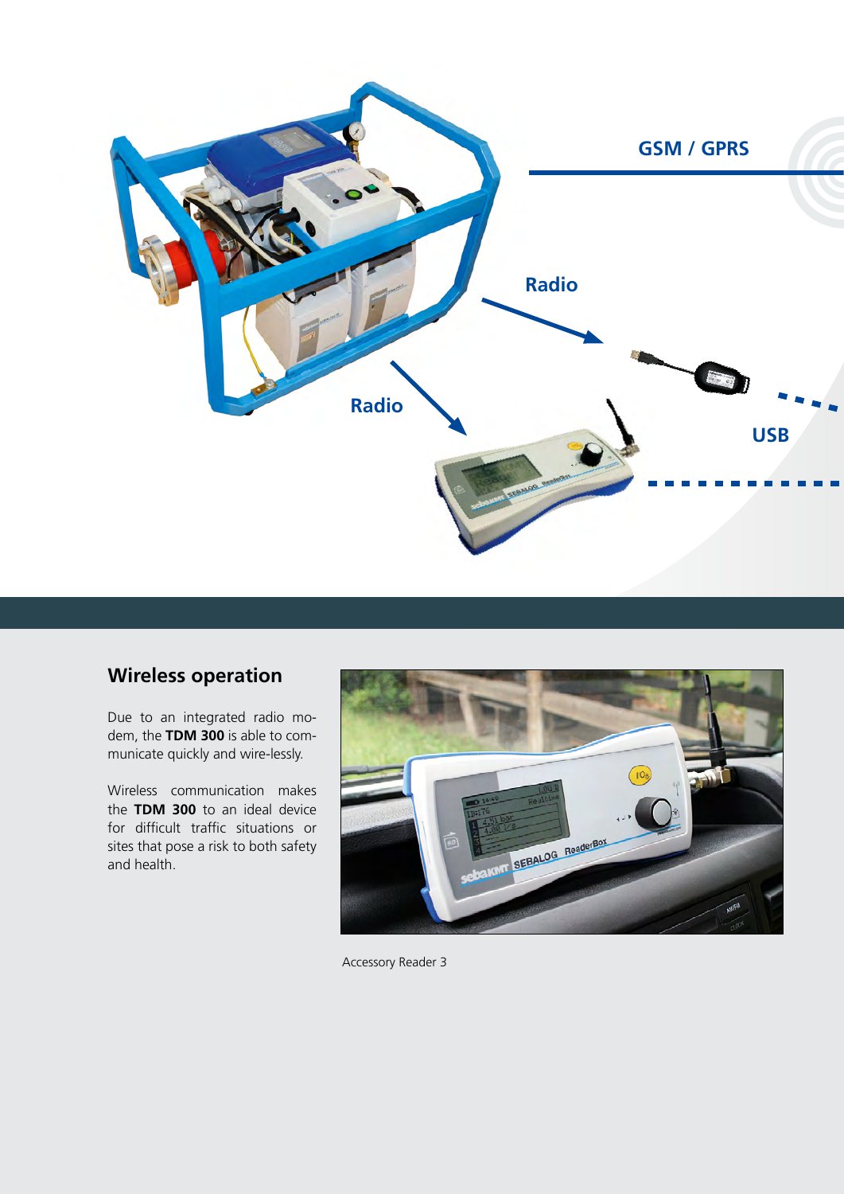## Wireless operation

Due to an integrated radio modem, the **TDM 300** is able to communicate quickly and wire-lessly.

Wireless communication makes the **TDM 300** to an ideal device for difficult traffic situations or sites that pose a risk to both safety and health.

Accessory Reader 3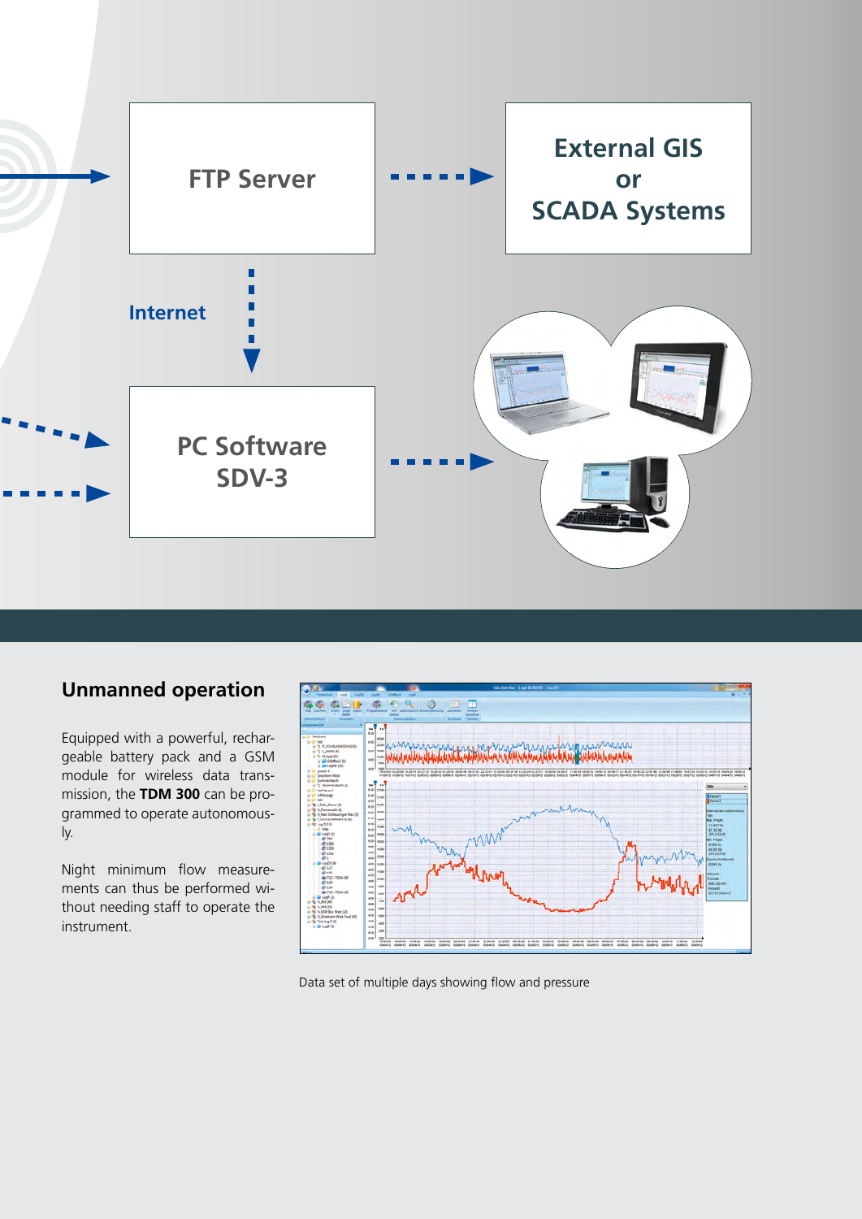FTP Server

External GIS or SCADA Systems

Internet

PC Software SDV-3

## Unmanned operation

Equipped with a powerful, rechargeable battery pack and a GSM module for wireless data transmission, the **TDM 300** can be programmed to operate autonomously.

Night minimum flow measurements can thus be performed without needing staff to operate the instrument.

Data set of multiple days showing flow and pressure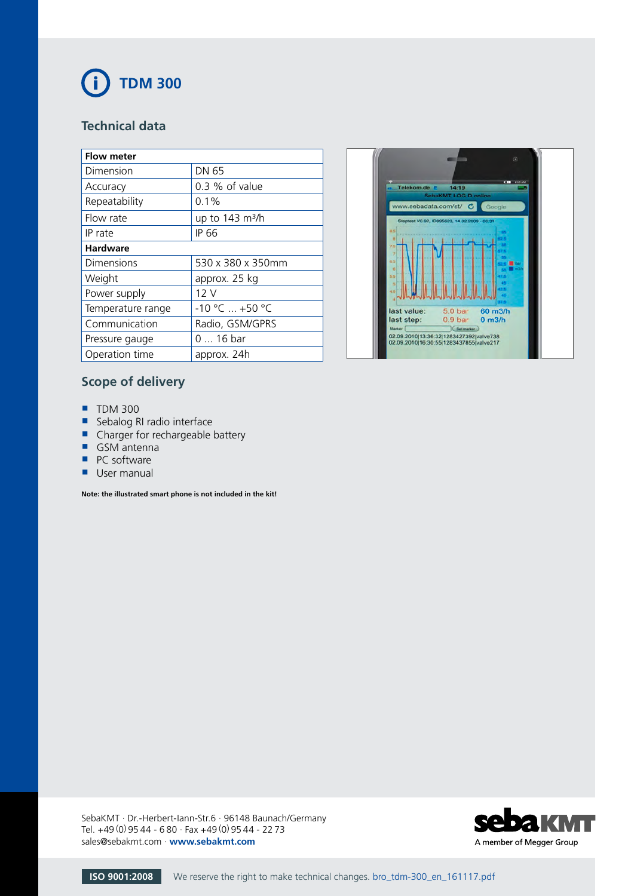# TDM 300

## Technical data

| | |
|---|---|
| **Flow meter** | |
| Dimension | DN 65 |
| Accuracy | 0.3 % of value |
| Repeatability | 0.1% |
| Flow rate | up to 143 m³/h |
| IP rate | IP 66 |
| **Hardware** | |
| Dimensions | 530 x 380 x 350mm |
| Weight | approx. 25 kg |
| Power supply | 12 V |
| Temperature range | -10 °C ... +50 °C |
| Communication | Radio, GSM/GPRS |
| Pressure gauge | 0 ... 16 bar |
| Operation time | approx. 24h |

## Scope of delivery

- TDM 300
- Sebalog RI radio interface
- Charger for rechargeable battery
- GSM antenna
- PC software
- User manual

**Note: the illustrated smart phone is not included in the kit!**

SebaKMT · Dr.-Herbert-Iann-Str.6 · 96148 Baunach/Germany
Tel. +49 (0) 95 44 - 6 80 · Fax +49 (0) 95 44 - 22 73
sales@sebakmt.com · **www.sebakmt.com**

A member of Megger Group

**ISO 9001:2008** We reserve the right to make technical changes. bro_tdm-300_en_161117.pdf